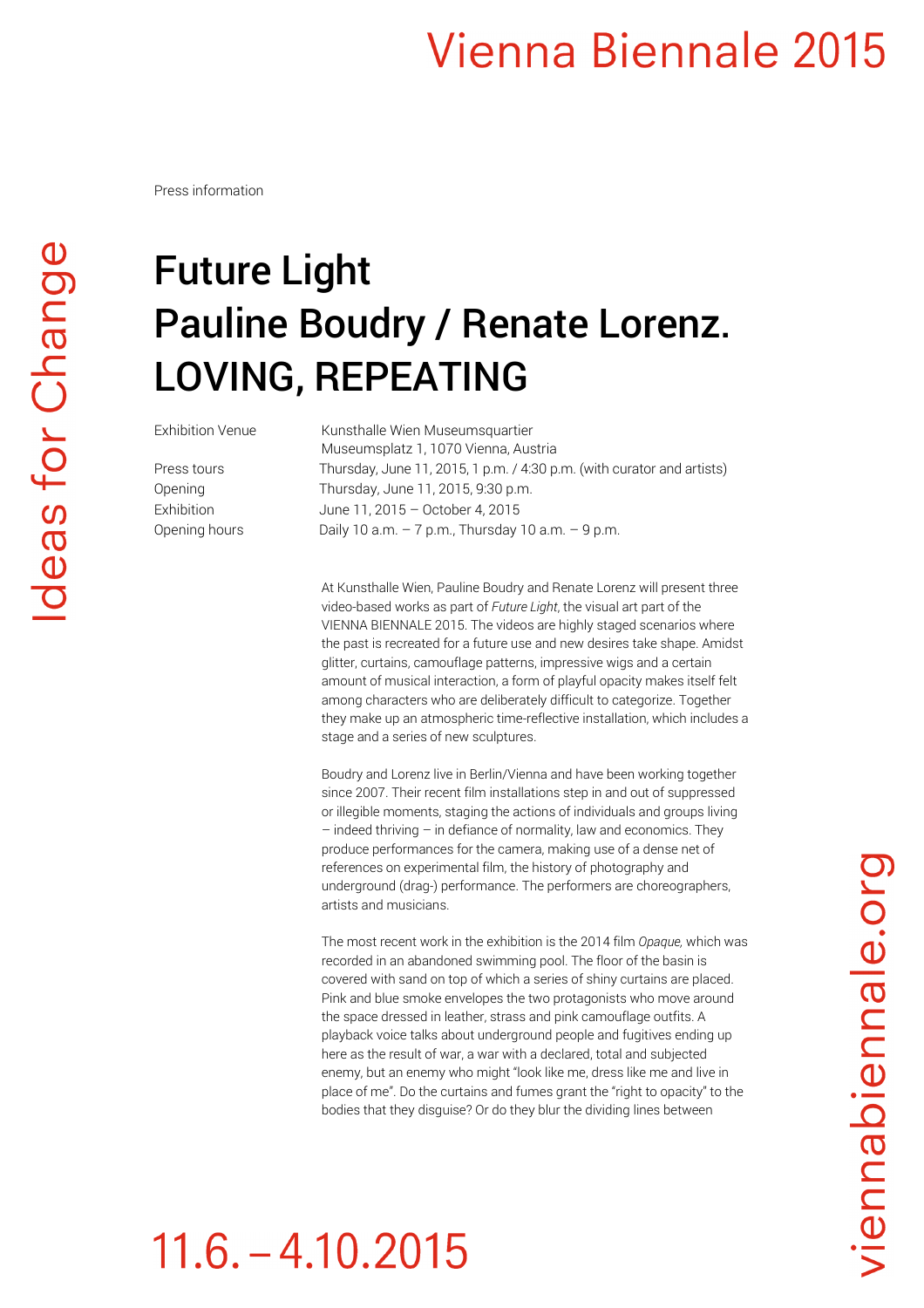Press information

# Future Light
# Pauline Boudry / Renate Lorenz. LOVING, REPEATING

| | |
|---|---|
| Exhibition Venue | Kunsthalle Wien Museumsquartier<br>Museumsplatz 1, 1070 Vienna, Austria |
| Press tours | Thursday, June 11, 2015, 1 p.m. / 4:30 p.m. (with curator and artists) |
| Opening | Thursday, June 11, 2015, 9:30 p.m. |
| Exhibition | June 11, 2015 – October 4, 2015 |
| Opening hours | Daily 10 a.m. – 7 p.m., Thursday 10 a.m. – 9 p.m. |

At Kunsthalle Wien, Pauline Boudry and Renate Lorenz will present three video-based works as part of *Future Light*, the visual art part of the VIENNA BIENNALE 2015. The videos are highly staged scenarios where the past is recreated for a future use and new desires take shape. Amidst glitter, curtains, camouflage patterns, impressive wigs and a certain amount of musical interaction, a form of playful opacity makes itself felt among characters who are deliberately difficult to categorize. Together they make up an atmospheric time-reflective installation, which includes a stage and a series of new sculptures.

Boudry and Lorenz live in Berlin/Vienna and have been working together since 2007. Their recent film installations step in and out of suppressed or illegible moments, staging the actions of individuals and groups living – indeed thriving – in defiance of normality, law and economics. They produce performances for the camera, making use of a dense net of references on experimental film, the history of photography and underground (drag-) performance. The performers are choreographers, artists and musicians.

The most recent work in the exhibition is the 2014 film *Opaque,* which was recorded in an abandoned swimming pool. The floor of the basin is covered with sand on top of which a series of shiny curtains are placed. Pink and blue smoke envelopes the two protagonists who move around the space dressed in leather, strass and pink camouflage outfits. A playback voice talks about underground people and fugitives ending up here as the result of war, a war with a declared, total and subjected enemy, but an enemy who might "look like me, dress like me and live in place of me". Do the curtains and fumes grant the "right to opacity" to the bodies that they disguise? Or do they blur the dividing lines between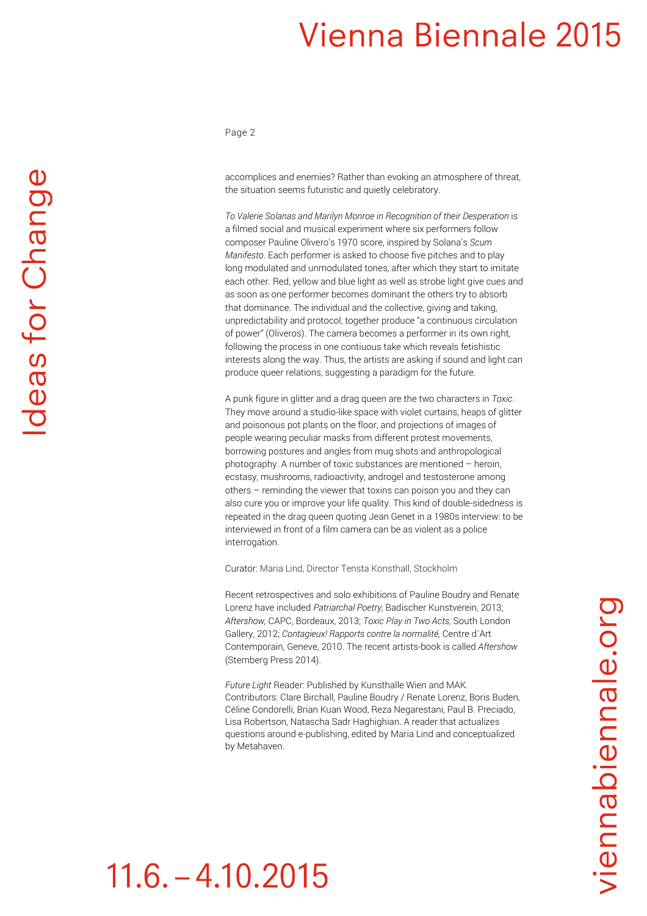accomplices and enemies? Rather than evoking an atmosphere of threat, the situation seems futuristic and quietly celebratory.

*To Valerie Solanas and Marilyn Monroe in Recognition of their Desperation* is a filmed social and musical experiment where six performers follow composer Pauline Olivero's 1970 score, inspired by Solana's *Scum Manifesto*. Each performer is asked to choose five pitches and to play long modulated and unmodulated tones, after which they start to imitate each other. Red, yellow and blue light as well as strobe light give cues and as soon as one performer becomes dominant the others try to absorb that dominance. The individual and the collective, giving and taking, unpredictability and protocol, together produce "a continuous circulation of power" (Oliveros). The camera becomes a performer in its own right, following the process in one contiuous take which reveals fetishistic interests along the way. Thus, the artists are asking if sound and light can produce queer relations, suggesting a paradigm for the future.

A punk figure in glitter and a drag queen are the two characters in *Toxic*. They move around a studio-like space with violet curtains, heaps of glitter and poisonous pot plants on the floor, and projections of images of people wearing peculiar masks from different protest movements, borrowing postures and angles from mug shots and anthropological photography. A number of toxic substances are mentioned – heroin, ecstasy, mushrooms, radioactivity, androgel and testosterone among others – reminding the viewer that toxins can poison you and they can also cure you or improve your life quality. This kind of double-sidedness is repeated in the drag queen quoting Jean Genet in a 1980s interview: to be interviewed in front of a film camera can be as violent as a police interrogation.

Curator: Maria Lind, Director Tensta Konsthall, Stockholm

Recent retrospectives and solo exhibitions of Pauline Boudry and Renate Lorenz have included *Patriarchal Poetry,* Badischer Kunstverein, 2013; *Aftershow,* CAPC, Bordeaux, 2013; *Toxic Play in Two Acts,* South London Gallery, 2012; *Contagieux! Rapports contre la normalité,* Centre d´Art Contemporain, Geneve, 2010. The recent artists-book is called *Aftershow* (Sternberg Press 2014).

*Future Light* Reader: Published by Kunsthalle Wien and MAK. Contributors: Clare Birchall, Pauline Boudry / Renate Lorenz, Boris Buden, Céline Condorelli, Brian Kuan Wood, Reza Negarestani, Paul B. Preciado, Lisa Robertson, Natascha Sadr Haghighian. A reader that actualizes questions around e-publishing, edited by Maria Lind and conceptualized by Metahaven.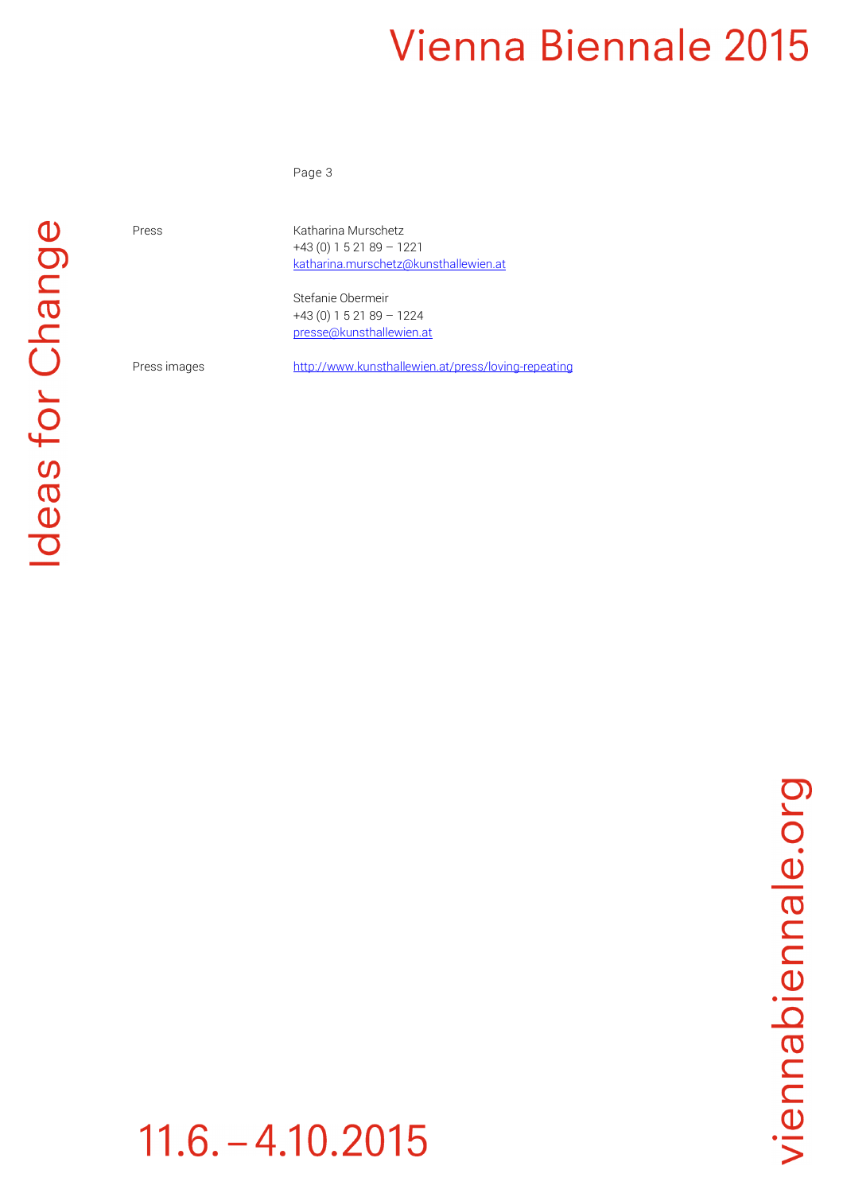| | |
|---|---|
| Press | Katharina Murschetz<br>+43 (0) 1 5 21 89 – 1221<br>katharina.murschetz@kunsthallewien.at<br><br>Stefanie Obermeir<br>+43 (0) 1 5 21 89 – 1224<br>presse@kunsthallewien.at |
| Press images | http://www.kunsthallewien.at/press/loving-repeating |